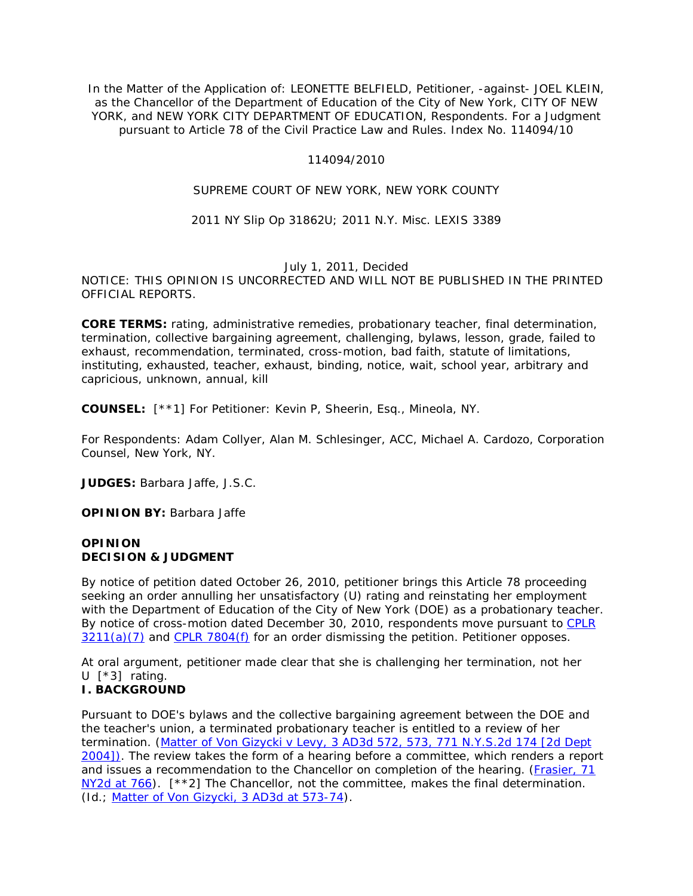In the Matter of the Application of: LEONETTE BELFIELD, Petitioner, -against- JOEL KLEIN, as the Chancellor of the Department of Education of the City of New York, CITY OF NEW YORK, and NEW YORK CITY DEPARTMENT OF EDUCATION, Respondents. For a Judgment pursuant to Article 78 of the Civil Practice Law and Rules. Index No. 114094/10

114094/2010

SUPREME COURT OF NEW YORK, NEW YORK COUNTY

2011 NY Slip Op 31862U; 2011 N.Y. Misc. LEXIS 3389

July 1, 2011, Decided

NOTICE: THIS OPINION IS UNCORRECTED AND WILL NOT BE PUBLISHED IN THE PRINTED OFFICIAL REPORTS.

**CORE TERMS:** rating, administrative remedies, probationary teacher, final determination, termination, collective bargaining agreement, challenging, bylaws, lesson, grade, failed to exhaust, recommendation, terminated, cross-motion, bad faith, statute of limitations, instituting, exhausted, teacher, exhaust, binding, notice, wait, school year, arbitrary and capricious, unknown, annual, kill

**COUNSEL:** [**1] For Petitioner: Kevin P, Sheerin, Esq., Mineola, NY.

For Respondents: Adam Collyer, Alan M. Schlesinger, ACC, Michael A. Cardozo, Corporation Counsel, New York, NY.

**JUDGES:** Barbara Jaffe, J.S.C.

**OPINION BY:** Barbara Jaffe

**OPINION**

**DECISION & JUDGMENT**

By notice of petition dated October 26, 2010, petitioner brings this Article 78 proceeding seeking an order annulling her unsatisfactory (U) rating and reinstating her employment with the Department of Education of the City of New York (DOE) as a probationary teacher. By notice of cross-motion dated December 30, 2010, respondents move pursuant to CPLR 3211(a)(7) and CPLR 7804(f) for an order dismissing the petition. Petitioner opposes.

At oral argument, petitioner made clear that she is challenging her termination, not her U [*3] rating.

**I. BACKGROUND**

Pursuant to DOE's bylaws and the collective bargaining agreement between the DOE and the teacher's union, a terminated probationary teacher is entitled to a review of her termination. (Matter of Von Gizycki v Levy, 3 AD3d 572, 573, 771 N.Y.S.2d 174 [2d Dept 2004]). The review takes the form of a hearing before a committee, which renders a report and issues a recommendation to the Chancellor on completion of the hearing. (Frasier, 71 NY2d at 766). [**2] The Chancellor, not the committee, makes the final determination. (Id.; Matter of Von Gizycki, 3 AD3d at 573-74).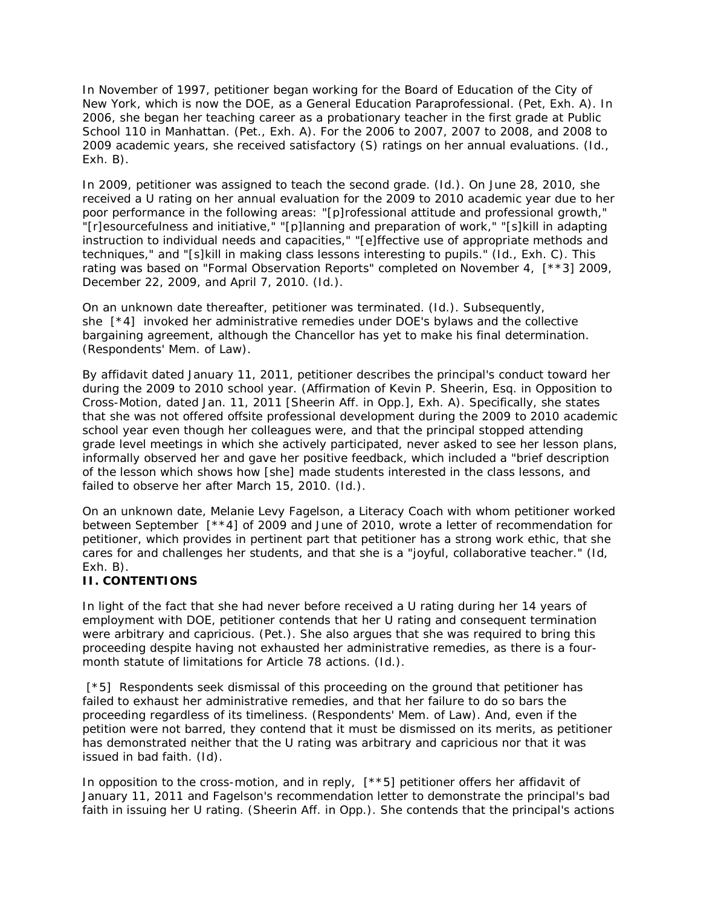In November of 1997, petitioner began working for the Board of Education of the City of New York, which is now the DOE, as a General Education Paraprofessional. (Pet, Exh. A). In 2006, she began her teaching career as a probationary teacher in the first grade at Public School 110 in Manhattan. (Pet., Exh. A). For the 2006 to 2007, 2007 to 2008, and 2008 to 2009 academic years, she received satisfactory (S) ratings on her annual evaluations. (Id., Exh. B).

In 2009, petitioner was assigned to teach the second grade. (Id.). On June 28, 2010, she received a U rating on her annual evaluation for the 2009 to 2010 academic year due to her poor performance in the following areas: "[p]rofessional attitude and professional growth," "[r]esourcefulness and initiative," "[p]lanning and preparation of work," "[s]kill in adapting instruction to individual needs and capacities," "[e]ffective use of appropriate methods and techniques," and "[s]kill in making class lessons interesting to pupils." (Id., Exh. C). This rating was based on "Formal Observation Reports" completed on November 4, [**3] 2009, December 22, 2009, and April 7, 2010. (Id.).

On an unknown date thereafter, petitioner was terminated. (Id.). Subsequently, she [*4] invoked her administrative remedies under DOE's bylaws and the collective bargaining agreement, although the Chancellor has yet to make his final determination. (Respondents' Mem. of Law).

By affidavit dated January 11, 2011, petitioner describes the principal's conduct toward her during the 2009 to 2010 school year. (Affirmation of Kevin P. Sheerin, Esq. in Opposition to Cross-Motion, dated Jan. 11, 2011 [Sheerin Aff. in Opp.], Exh. A). Specifically, she states that she was not offered offsite professional development during the 2009 to 2010 academic school year even though her colleagues were, and that the principal stopped attending grade level meetings in which she actively participated, never asked to see her lesson plans, informally observed her and gave her positive feedback, which included a "brief description of the lesson which shows how [she] made students interested in the class lessons, and failed to observe her after March 15, 2010. (Id.).

On an unknown date, Melanie Levy Fagelson, a Literacy Coach with whom petitioner worked between September [**4] of 2009 and June of 2010, wrote a letter of recommendation for petitioner, which provides in pertinent part that petitioner has a strong work ethic, that she cares for and challenges her students, and that she is a "joyful, collaborative teacher." (Id, Exh. B).

**II. CONTENTIONS**

In light of the fact that she had never before received a U rating during her 14 years of employment with DOE, petitioner contends that her U rating and consequent termination were arbitrary and capricious. (Pet.). She also argues that she was required to bring this proceeding despite having not exhausted her administrative remedies, as there is a four-month statute of limitations for Article 78 actions. (Id.).

[*5] Respondents seek dismissal of this proceeding on the ground that petitioner has failed to exhaust her administrative remedies, and that her failure to do so bars the proceeding regardless of its timeliness. (Respondents' Mem. of Law). And, even if the petition were not barred, they contend that it must be dismissed on its merits, as petitioner has demonstrated neither that the U rating was arbitrary and capricious nor that it was issued in bad faith. (Id).

In opposition to the cross-motion, and in reply, [**5] petitioner offers her affidavit of January 11, 2011 and Fagelson's recommendation letter to demonstrate the principal's bad faith in issuing her U rating. (Sheerin Aff. in Opp.). She contends that the principal's actions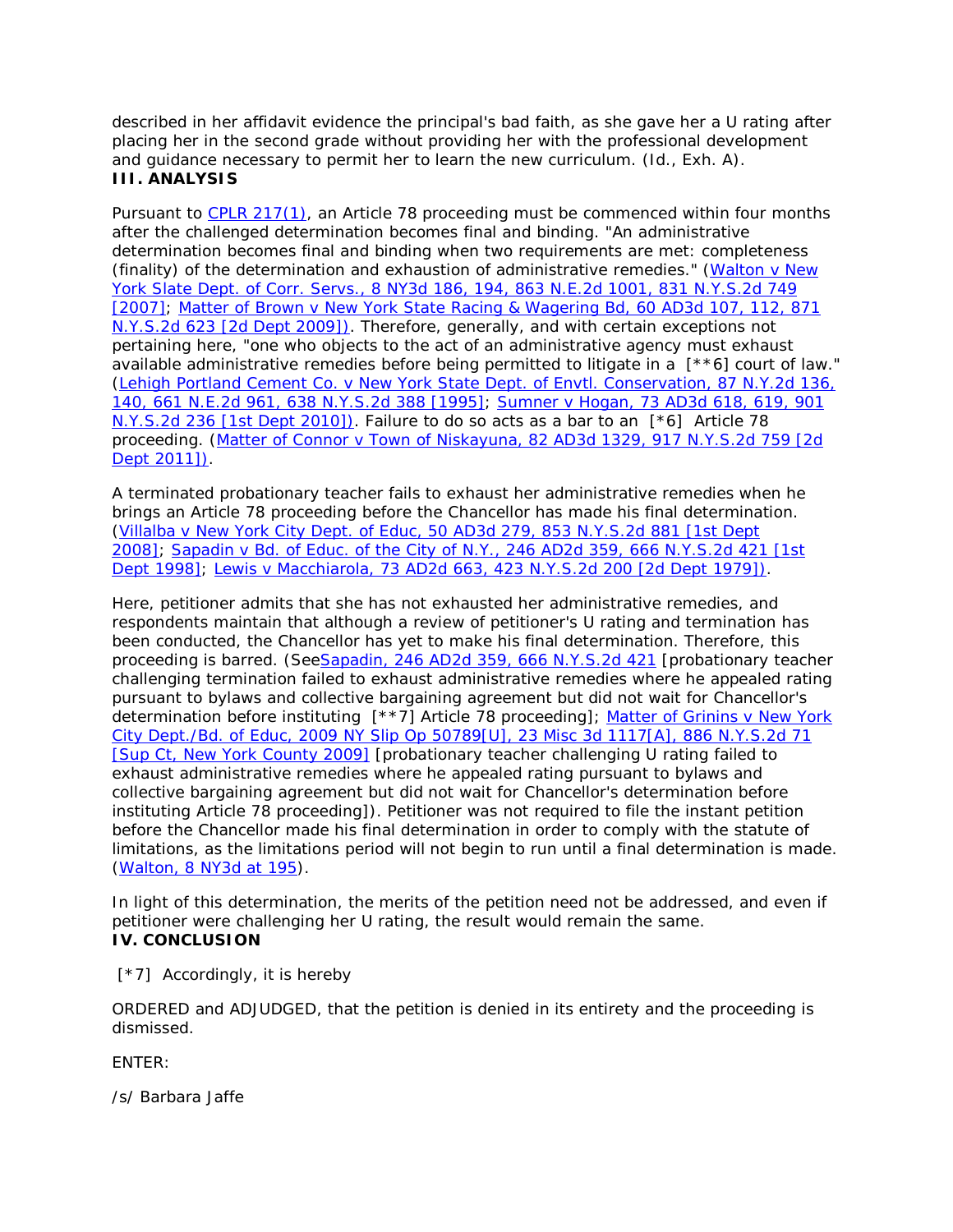described in her affidavit evidence the principal's bad faith, as she gave her a U rating after placing her in the second grade without providing her with the professional development and guidance necessary to permit her to learn the new curriculum. (Id., Exh. A).

**III. ANALYSIS**

Pursuant to CPLR 217(1), an Article 78 proceeding must be commenced within four months after the challenged determination becomes final and binding. "An administrative determination becomes final and binding when two requirements are met: completeness (finality) of the determination and exhaustion of administrative remedies." (Walton v New York Slate Dept. of Corr. Servs., 8 NY3d 186, 194, 863 N.E.2d 1001, 831 N.Y.S.2d 749 [2007]; Matter of Brown v New York State Racing & Wagering Bd, 60 AD3d 107, 112, 871 N.Y.S.2d 623 [2d Dept 2009]). Therefore, generally, and with certain exceptions not pertaining here, "one who objects to the act of an administrative agency must exhaust available administrative remedies before being permitted to litigate in a [**6] court of law." (Lehigh Portland Cement Co. v New York State Dept. of Envtl. Conservation, 87 N.Y.2d 136, 140, 661 N.E.2d 961, 638 N.Y.S.2d 388 [1995]; Sumner v Hogan, 73 AD3d 618, 619, 901 N.Y.S.2d 236 [1st Dept 2010]). Failure to do so acts as a bar to an [*6] Article 78 proceeding. (Matter of Connor v Town of Niskayuna, 82 AD3d 1329, 917 N.Y.S.2d 759 [2d Dept 2011]).

A terminated probationary teacher fails to exhaust her administrative remedies when he brings an Article 78 proceeding before the Chancellor has made his final determination. (Villalba v New York City Dept. of Educ, 50 AD3d 279, 853 N.Y.S.2d 881 [1st Dept 2008]; Sapadin v Bd. of Educ. of the City of N.Y., 246 AD2d 359, 666 N.Y.S.2d 421 [1st Dept 1998]; Lewis v Macchiarola, 73 AD2d 663, 423 N.Y.S.2d 200 [2d Dept 1979]).

Here, petitioner admits that she has not exhausted her administrative remedies, and respondents maintain that although a review of petitioner's U rating and termination has been conducted, the Chancellor has yet to make his final determination. Therefore, this proceeding is barred. (SeeSapadin, 246 AD2d 359, 666 N.Y.S.2d 421 [probationary teacher challenging termination failed to exhaust administrative remedies where he appealed rating pursuant to bylaws and collective bargaining agreement but did not wait for Chancellor's determination before instituting [**7] Article 78 proceeding]; Matter of Grinins v New York City Dept./Bd. of Educ, 2009 NY Slip Op 50789[U], 23 Misc 3d 1117[A], 886 N.Y.S.2d 71 [Sup Ct, New York County 2009] [probationary teacher challenging U rating failed to exhaust administrative remedies where he appealed rating pursuant to bylaws and collective bargaining agreement but did not wait for Chancellor's determination before instituting Article 78 proceeding]). Petitioner was not required to file the instant petition before the Chancellor made his final determination in order to comply with the statute of limitations, as the limitations period will not begin to run until a final determination is made. (Walton, 8 NY3d at 195).

In light of this determination, the merits of the petition need not be addressed, and even if petitioner were challenging her U rating, the result would remain the same.

**IV. CONCLUSION**

[*7] Accordingly, it is hereby

ORDERED and ADJUDGED, that the petition is denied in its entirety and the proceeding is dismissed.

ENTER:

/s/ Barbara Jaffe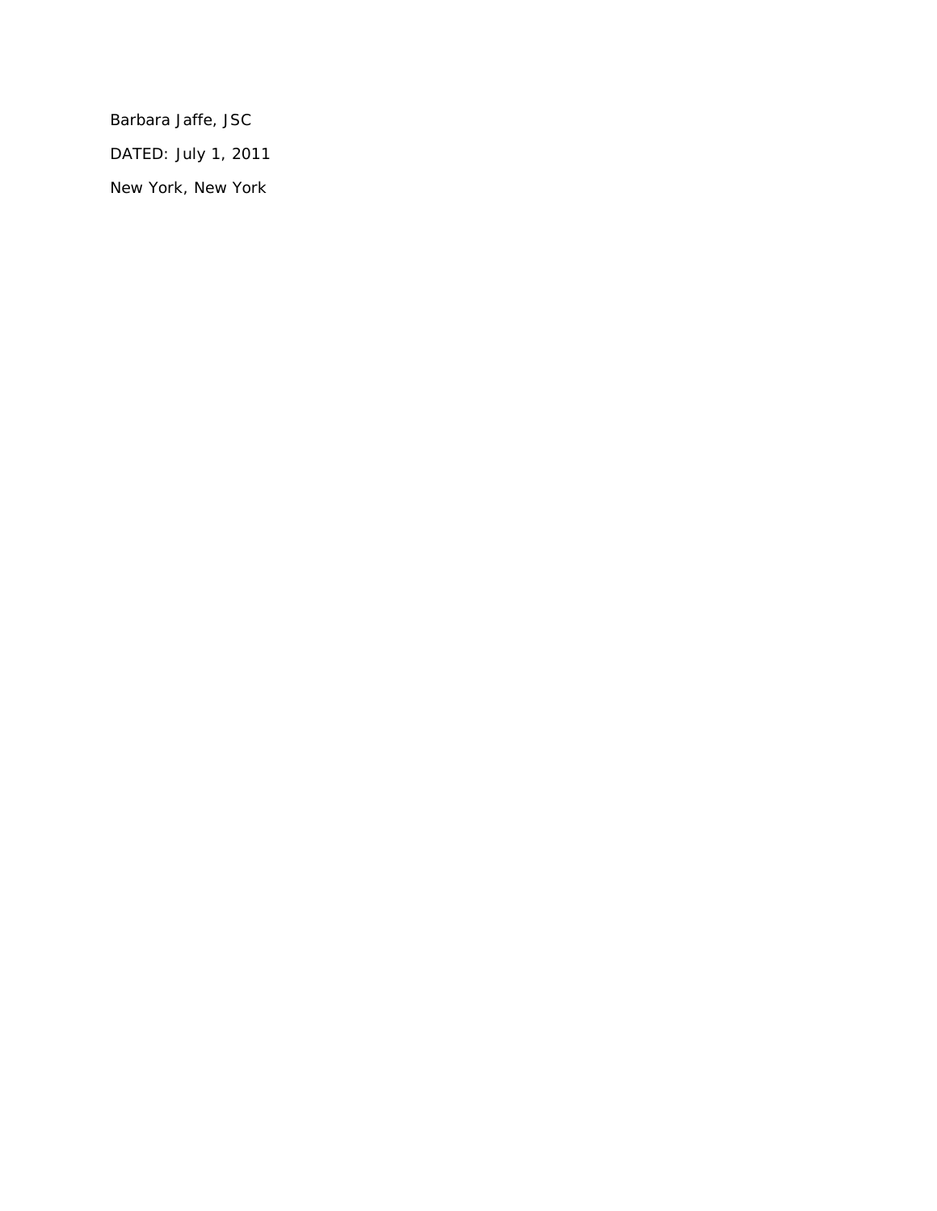Barbara Jaffe, JSC

DATED: July 1, 2011

New York, New York